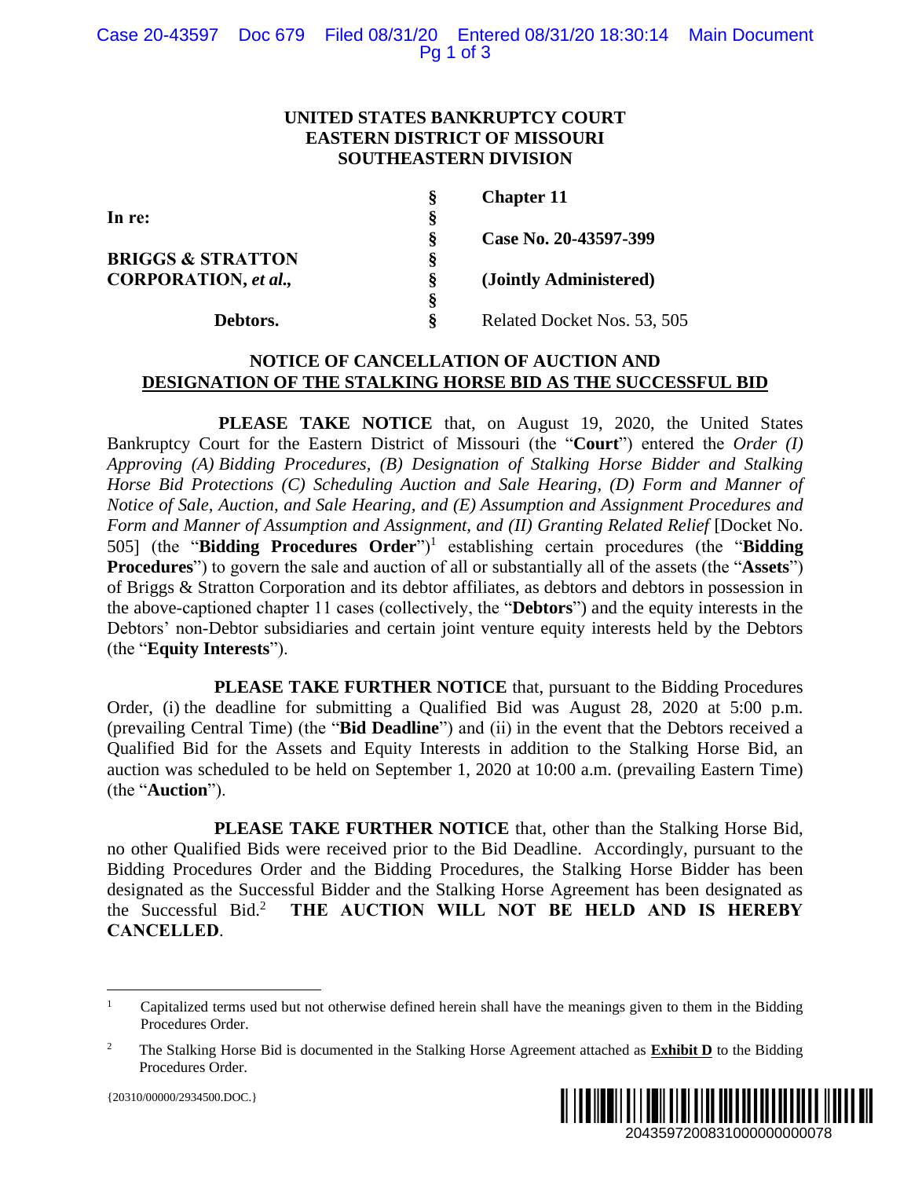**UNITED STATES BANKRUPTCY COURT**
**EASTERN DISTRICT OF MISSOURI**
**SOUTHEASTERN DIVISION**

| | | |
|---|---|---|
| **In re:** | § | **Chapter 11** |
| | § | |
| **BRIGGS & STRATTON CORPORATION, *et al.*,** | § | **Case No. 20-43597-399** |
| | § | **(Jointly Administered)** |
| **Debtors.** | § | Related Docket Nos. 53, 505 |

**NOTICE OF CANCELLATION OF AUCTION AND**
**DESIGNATION OF THE STALKING HORSE BID AS THE SUCCESSFUL BID**

**PLEASE TAKE NOTICE** that, on August 19, 2020, the United States Bankruptcy Court for the Eastern District of Missouri (the "**Court**") entered the *Order (I) Approving (A) Bidding Procedures, (B) Designation of Stalking Horse Bidder and Stalking Horse Bid Protections (C) Scheduling Auction and Sale Hearing, (D) Form and Manner of Notice of Sale, Auction, and Sale Hearing, and (E) Assumption and Assignment Procedures and Form and Manner of Assumption and Assignment, and (II) Granting Related Relief* [Docket No. 505] (the "**Bidding Procedures Order**")[1] establishing certain procedures (the "**Bidding Procedures**") to govern the sale and auction of all or substantially all of the assets (the "**Assets**") of Briggs & Stratton Corporation and its debtor affiliates, as debtors and debtors in possession in the above-captioned chapter 11 cases (collectively, the "**Debtors**") and the equity interests in the Debtors' non-Debtor subsidiaries and certain joint venture equity interests held by the Debtors (the "**Equity Interests**").

**PLEASE TAKE FURTHER NOTICE** that, pursuant to the Bidding Procedures Order, (i) the deadline for submitting a Qualified Bid was August 28, 2020 at 5:00 p.m. (prevailing Central Time) (the "**Bid Deadline**") and (ii) in the event that the Debtors received a Qualified Bid for the Assets and Equity Interests in addition to the Stalking Horse Bid, an auction was scheduled to be held on September 1, 2020 at 10:00 a.m. (prevailing Eastern Time) (the "**Auction**").

**PLEASE TAKE FURTHER NOTICE** that, other than the Stalking Horse Bid, no other Qualified Bids were received prior to the Bid Deadline. Accordingly, pursuant to the Bidding Procedures Order and the Bidding Procedures, the Stalking Horse Bidder has been designated as the Successful Bidder and the Stalking Horse Agreement has been designated as the Successful Bid.[2] **THE AUCTION WILL NOT BE HELD AND IS HEREBY CANCELLED**.

---

[1] Capitalized terms used but not otherwise defined herein shall have the meanings given to them in the Bidding Procedures Order.

[2] The Stalking Horse Bid is documented in the Stalking Horse Agreement attached as **Exhibit D** to the Bidding Procedures Order.

{20310/00000/2934500.DOC.}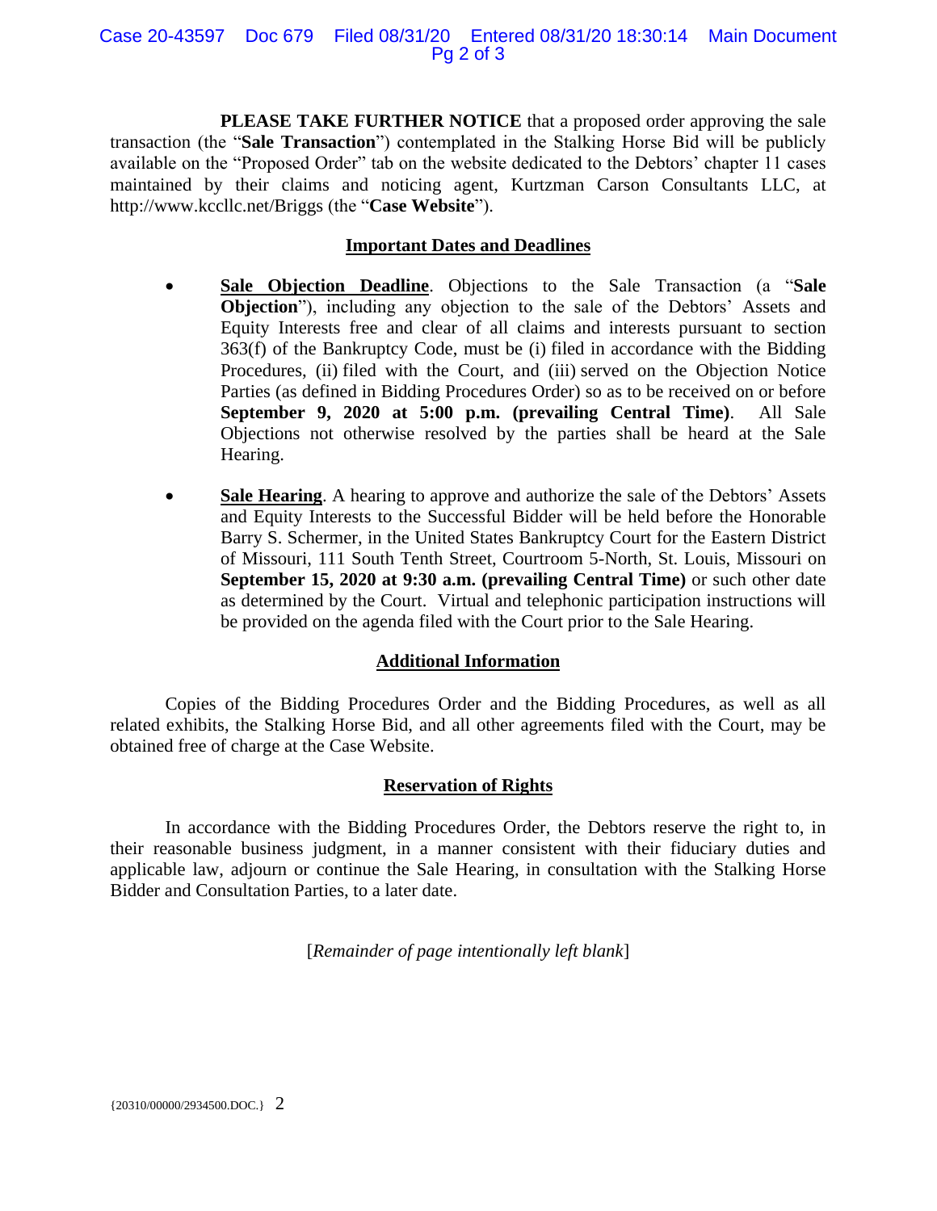**PLEASE TAKE FURTHER NOTICE** that a proposed order approving the sale transaction (the "**Sale Transaction**") contemplated in the Stalking Horse Bid will be publicly available on the "Proposed Order" tab on the website dedicated to the Debtors' chapter 11 cases maintained by their claims and noticing agent, Kurtzman Carson Consultants LLC, at http://www.kccllc.net/Briggs (the "**Case Website**").

## Important Dates and Deadlines

- **Sale Objection Deadline**. Objections to the Sale Transaction (a "**Sale Objection**"), including any objection to the sale of the Debtors' Assets and Equity Interests free and clear of all claims and interests pursuant to section 363(f) of the Bankruptcy Code, must be (i) filed in accordance with the Bidding Procedures, (ii) filed with the Court, and (iii) served on the Objection Notice Parties (as defined in Bidding Procedures Order) so as to be received on or before **September 9, 2020 at 5:00 p.m. (prevailing Central Time)**. All Sale Objections not otherwise resolved by the parties shall be heard at the Sale Hearing.

- **Sale Hearing**. A hearing to approve and authorize the sale of the Debtors' Assets and Equity Interests to the Successful Bidder will be held before the Honorable Barry S. Schermer, in the United States Bankruptcy Court for the Eastern District of Missouri, 111 South Tenth Street, Courtroom 5-North, St. Louis, Missouri on **September 15, 2020 at 9:30 a.m. (prevailing Central Time)** or such other date as determined by the Court. Virtual and telephonic participation instructions will be provided on the agenda filed with the Court prior to the Sale Hearing.

## Additional Information

Copies of the Bidding Procedures Order and the Bidding Procedures, as well as all related exhibits, the Stalking Horse Bid, and all other agreements filed with the Court, may be obtained free of charge at the Case Website.

## Reservation of Rights

In accordance with the Bidding Procedures Order, the Debtors reserve the right to, in their reasonable business judgment, in a manner consistent with their fiduciary duties and applicable law, adjourn or continue the Sale Hearing, in consultation with the Stalking Horse Bidder and Consultation Parties, to a later date.

[*Remainder of page intentionally left blank*]

{20310/00000/2934500.DOC.}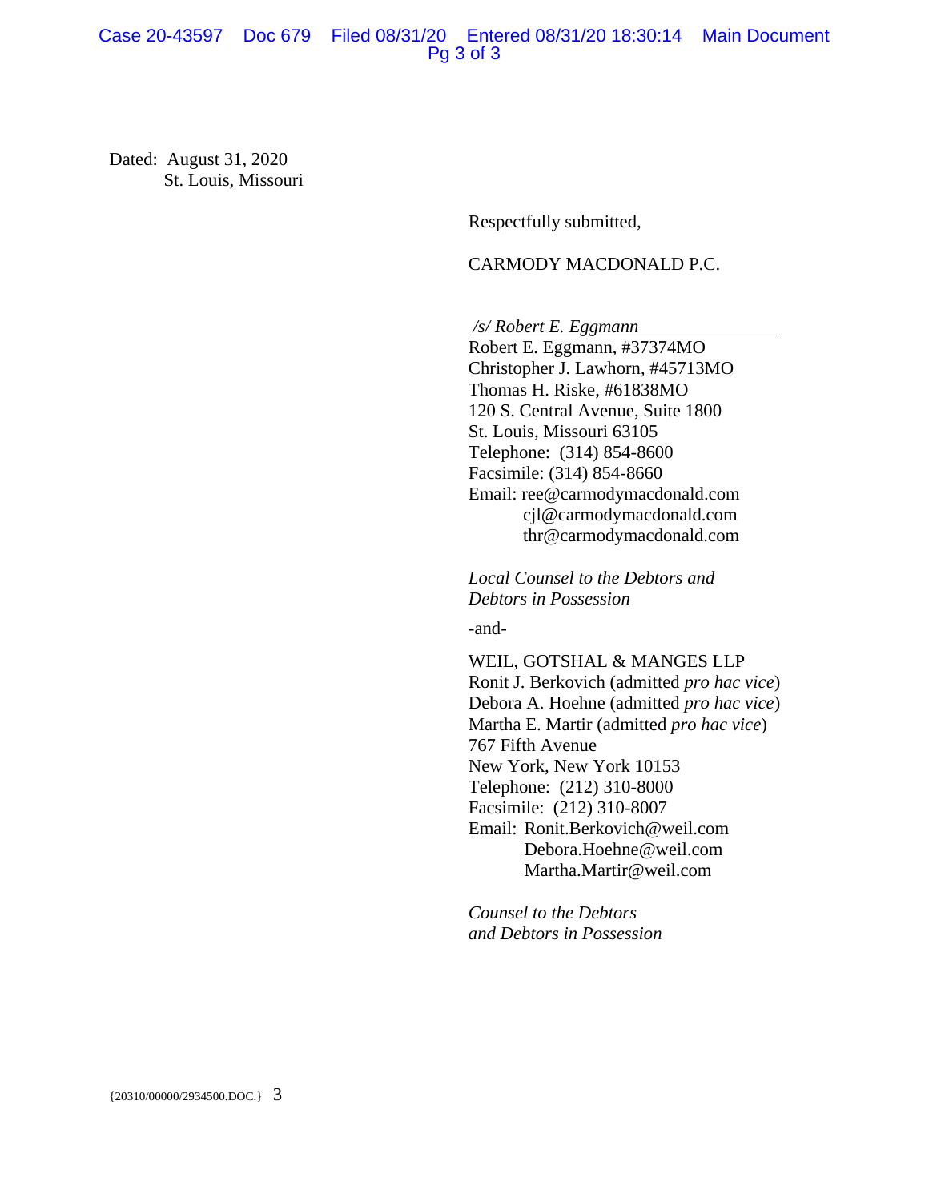Dated: August 31, 2020
St. Louis, Missouri

Respectfully submitted,

CARMODY MACDONALD P.C.

*/s/ Robert E. Eggmann*
Robert E. Eggmann, #37374MO
Christopher J. Lawhorn, #45713MO
Thomas H. Riske, #61838MO
120 S. Central Avenue, Suite 1800
St. Louis, Missouri 63105
Telephone: (314) 854-8600
Facsimile: (314) 854-8660
Email: ree@carmodymacdonald.com
cjl@carmodymacdonald.com
thr@carmodymacdonald.com

*Local Counsel to the Debtors and Debtors in Possession*

-and-

WEIL, GOTSHAL & MANGES LLP
Ronit J. Berkovich (admitted *pro hac vice*)
Debora A. Hoehne (admitted *pro hac vice*)
Martha E. Martir (admitted *pro hac vice*)
767 Fifth Avenue
New York, New York 10153
Telephone: (212) 310-8000
Facsimile: (212) 310-8007
Email: Ronit.Berkovich@weil.com
Debora.Hoehne@weil.com
Martha.Martir@weil.com

*Counsel to the Debtors and Debtors in Possession*

{20310/00000/2934500.DOC.}